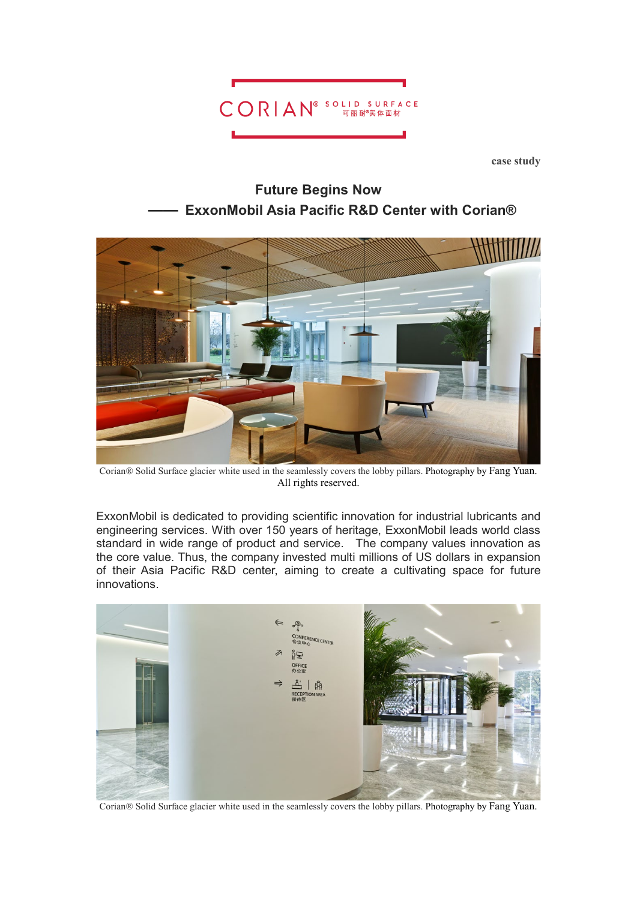CORIAN® SOLID SURFACE 可丽耐®实体面材

case study

## Future Begins Now
## —— ExxonMobil Asia Pacific R&D Center with Corian®

Corian® Solid Surface glacier white used in the seamlessly covers the lobby pillars. Photography by Fang Yuan. All rights reserved.

ExxonMobil is dedicated to providing scientific innovation for industrial lubricants and engineering services. With over 150 years of heritage, ExxonMobil leads world class standard in wide range of product and service. The company values innovation as the core value. Thus, the company invested multi millions of US dollars in expansion of their Asia Pacific R&D center, aiming to create a cultivating space for future innovations.

Corian® Solid Surface glacier white used in the seamlessly covers the lobby pillars. Photography by Fang Yuan.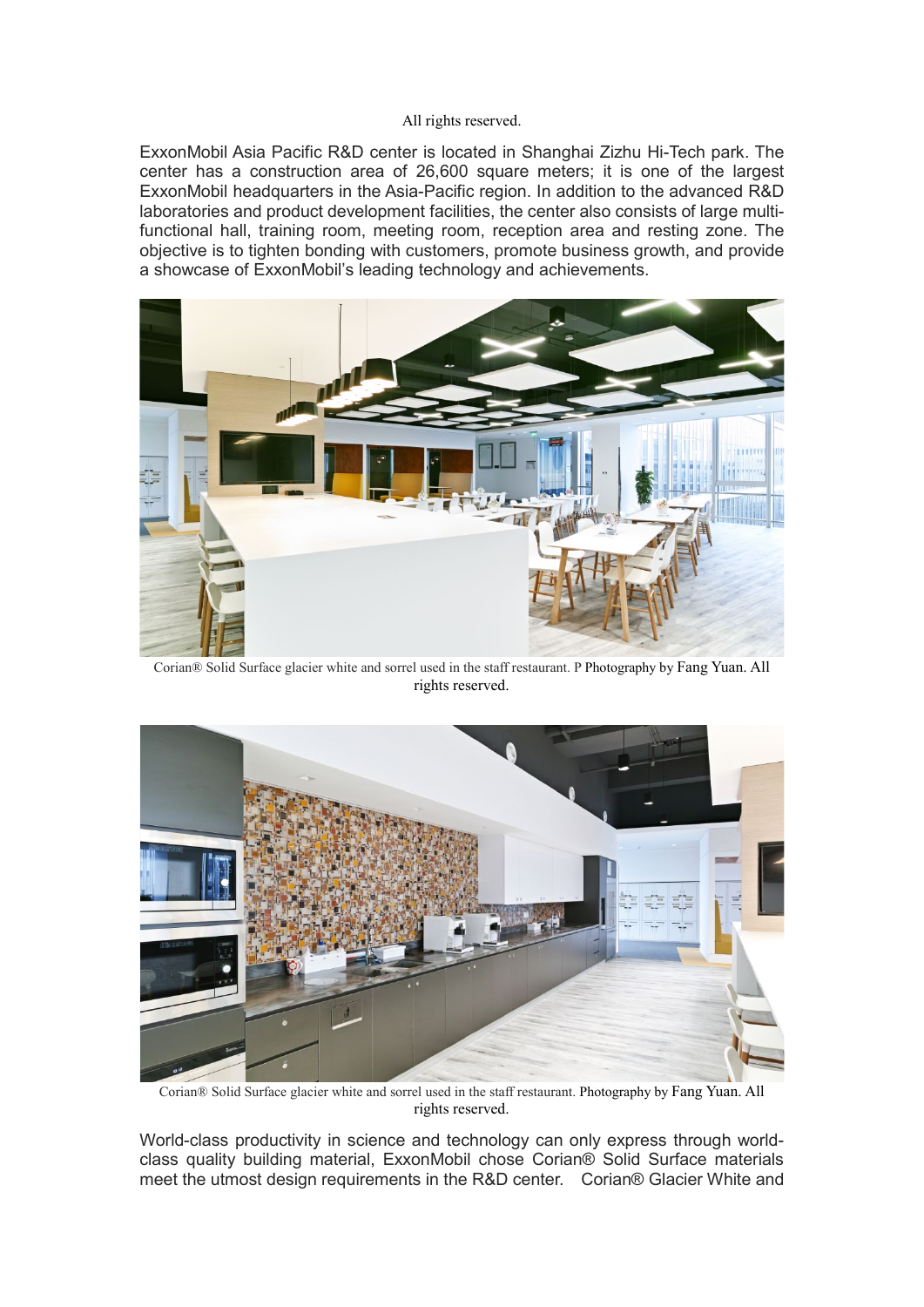All rights reserved.

ExxonMobil Asia Pacific R&D center is located in Shanghai Zizhu Hi-Tech park. The center has a construction area of 26,600 square meters; it is one of the largest ExxonMobil headquarters in the Asia-Pacific region. In addition to the advanced R&D laboratories and product development facilities, the center also consists of large multi-functional hall, training room, meeting room, reception area and resting zone. The objective is to tighten bonding with customers, promote business growth, and provide a showcase of ExxonMobil's leading technology and achievements.

Corian® Solid Surface glacier white and sorrel used in the staff restaurant. P Photography by Fang Yuan. All rights reserved.

Corian® Solid Surface glacier white and sorrel used in the staff restaurant. Photography by Fang Yuan. All rights reserved.

World-class productivity in science and technology can only express through world-class quality building material, ExxonMobil chose Corian® Solid Surface materials meet the utmost design requirements in the R&D center. Corian® Glacier White and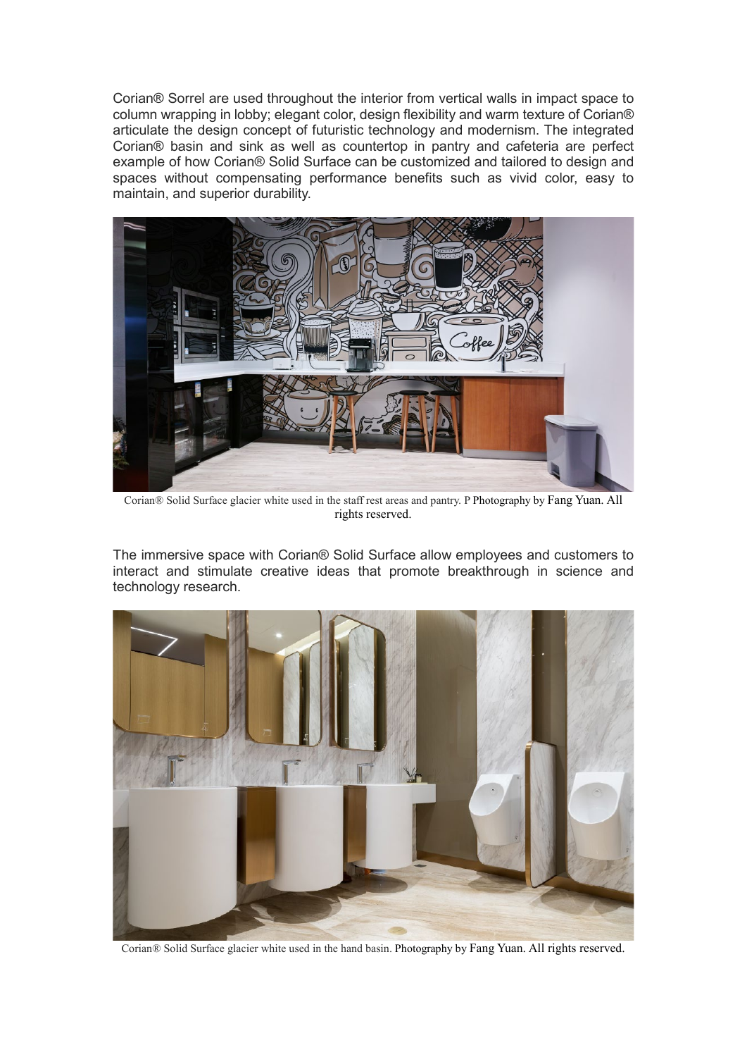Corian® Sorrel are used throughout the interior from vertical walls in impact space to column wrapping in lobby; elegant color, design flexibility and warm texture of Corian® articulate the design concept of futuristic technology and modernism. The integrated Corian® basin and sink as well as countertop in pantry and cafeteria are perfect example of how Corian® Solid Surface can be customized and tailored to design and spaces without compensating performance benefits such as vivid color, easy to maintain, and superior durability.

Corian® Solid Surface glacier white used in the staff rest areas and pantry. P Photography by Fang Yuan. All rights reserved.

The immersive space with Corian® Solid Surface allow employees and customers to interact and stimulate creative ideas that promote breakthrough in science and technology research.

Corian® Solid Surface glacier white used in the hand basin. Photography by Fang Yuan. All rights reserved.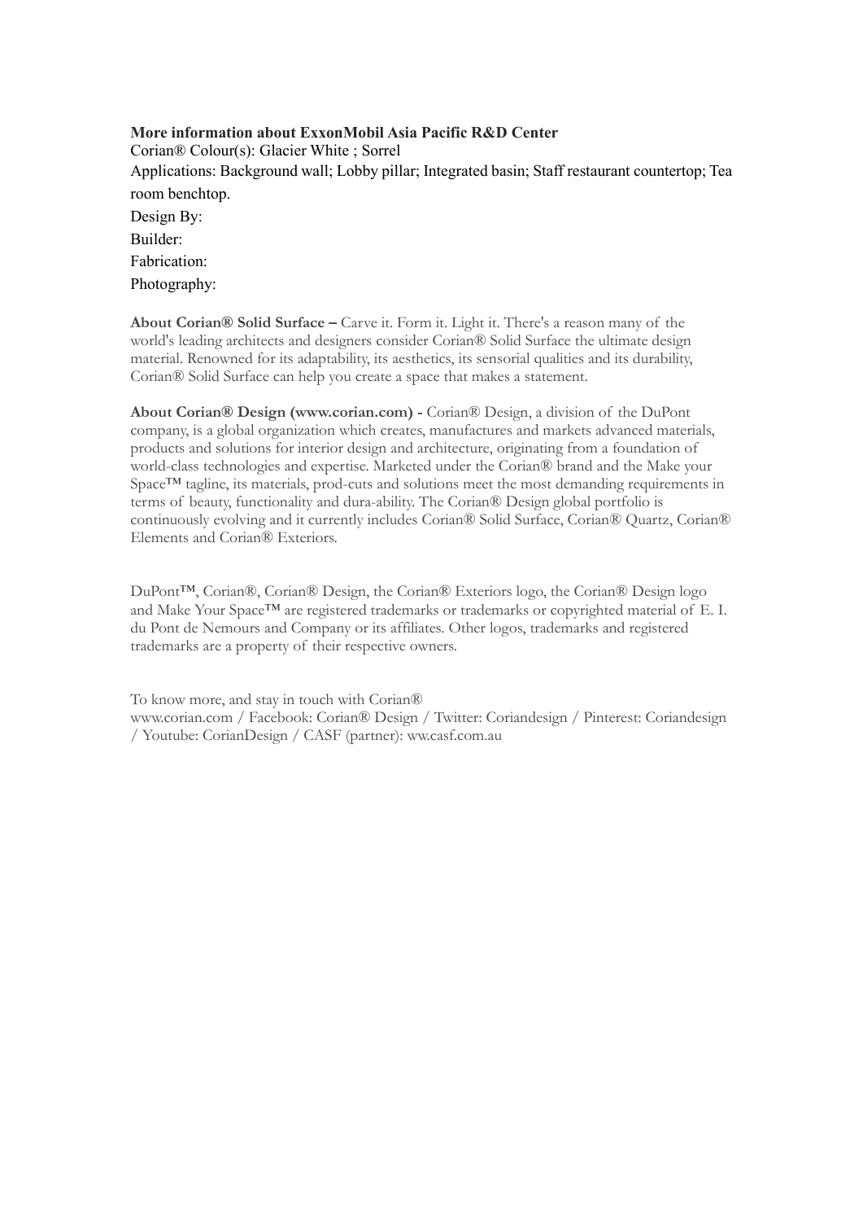**More information about ExxonMobil Asia Pacific R&D Center**

Corian® Colour(s): Glacier White ; Sorrel

Applications: Background wall; Lobby pillar; Integrated basin; Staff restaurant countertop; Tea room benchtop.

Design By:

Builder:

Fabrication:

Photography:

**About Corian® Solid Surface –** Carve it. Form it. Light it. There's a reason many of the world's leading architects and designers consider Corian® Solid Surface the ultimate design material. Renowned for its adaptability, its aesthetics, its sensorial qualities and its durability, Corian® Solid Surface can help you create a space that makes a statement.

**About Corian® Design (www.corian.com) -** Corian® Design, a division of the DuPont company, is a global organization which creates, manufactures and markets advanced materials, products and solutions for interior design and architecture, originating from a foundation of world-class technologies and expertise. Marketed under the Corian® brand and the Make your Space™ tagline, its materials, prod-cuts and solutions meet the most demanding requirements in terms of beauty, functionality and dura-ability. The Corian® Design global portfolio is continuously evolving and it currently includes Corian® Solid Surface, Corian® Quartz, Corian® Elements and Corian® Exteriors.

DuPont™, Corian®, Corian® Design, the Corian® Exteriors logo, the Corian® Design logo and Make Your Space™ are registered trademarks or trademarks or copyrighted material of E. I. du Pont de Nemours and Company or its affiliates. Other logos, trademarks and registered trademarks are a property of their respective owners.

To know more, and stay in touch with Corian®
www.corian.com / Facebook: Corian® Design / Twitter: Coriandesign / Pinterest: Coriandesign / Youtube: CorianDesign / CASF (partner): ww.casf.com.au